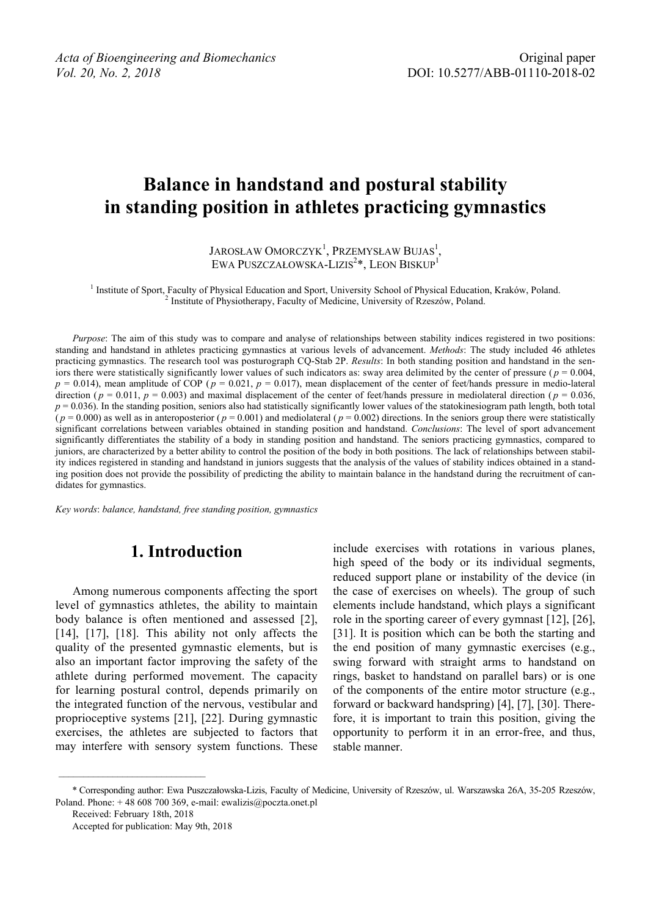# Balance in handstand and postural stability in standing position in athletes practicing gymnastics

JAROSŁAW OMORCZYK[1], PRZEMYSŁAW BUJAS[1], EWA PUSZCZAŁOWSKA-LIZIS[2]*, LEON BISKUP[1]

[1] Institute of Sport, Faculty of Physical Education and Sport, University School of Physical Education, Kraków, Poland.
[2] Institute of Physiotherapy, Faculty of Medicine, University of Rzeszów, Poland.

*Purpose*: The aim of this study was to compare and analyse of relationships between stability indices registered in two positions: standing and handstand in athletes practicing gymnastics at various levels of advancement. *Methods*: The study included 46 athletes practicing gymnastics. The research tool was posturograph CQ-Stab 2P. *Results*: In both standing position and handstand in the seniors there were statistically significantly lower values of such indicators as: sway area delimited by the center of pressure ($p = 0.004$, $p = 0.014$), mean amplitude of COP ($p = 0.021$, $p = 0.017$), mean displacement of the center of feet/hands pressure in medio-lateral direction ($p = 0.011$, $p = 0.003$) and maximal displacement of the center of feet/hands pressure in mediolateral direction ($p = 0.036$, $p = 0.036$). In the standing position, seniors also had statistically significantly lower values of the statokinesiogram path length, both total ($p = 0.000$) as well as in anteroposterior ($p = 0.001$) and mediolateral ($p = 0.002$) directions. In the seniors group there were statistically significant correlations between variables obtained in standing position and handstand. *Conclusions*: The level of sport advancement significantly differentiates the stability of a body in standing position and handstand. The seniors practicing gymnastics, compared to juniors, are characterized by a better ability to control the position of the body in both positions. The lack of relationships between stability indices registered in standing and handstand in juniors suggests that the analysis of the values of stability indices obtained in a standing position does not provide the possibility of predicting the ability to maintain balance in the handstand during the recruitment of candidates for gymnastics.

*Key words*: *balance, handstand, free standing position, gymnastics*

## 1. Introduction

Among numerous components affecting the sport level of gymnastics athletes, the ability to maintain body balance is often mentioned and assessed [2], [14], [17], [18]. This ability not only affects the quality of the presented gymnastic elements, but is also an important factor improving the safety of the athlete during performed movement. The capacity for learning postural control, depends primarily on the integrated function of the nervous, vestibular and proprioceptive systems [21], [22]. During gymnastic exercises, the athletes are subjected to factors that may interfere with sensory system functions. These include exercises with rotations in various planes, high speed of the body or its individual segments, reduced support plane or instability of the device (in the case of exercises on wheels). The group of such elements include handstand, which plays a significant role in the sporting career of every gymnast [12], [26], [31]. It is position which can be both the starting and the end position of many gymnastic exercises (e.g., swing forward with straight arms to handstand on rings, basket to handstand on parallel bars) or is one of the components of the entire motor structure (e.g., forward or backward handspring) [4], [7], [30]. Therefore, it is important to train this position, giving the opportunity to perform it in an error-free, and thus, stable manner.

\* Corresponding author: Ewa Puszczałowska-Lizis, Faculty of Medicine, University of Rzeszów, ul. Warszawska 26A, 35-205 Rzeszów, Poland. Phone: + 48 608 700 369, e-mail: ewalizis@poczta.onet.pl

Received: February 18th, 2018

Accepted for publication: May 9th, 2018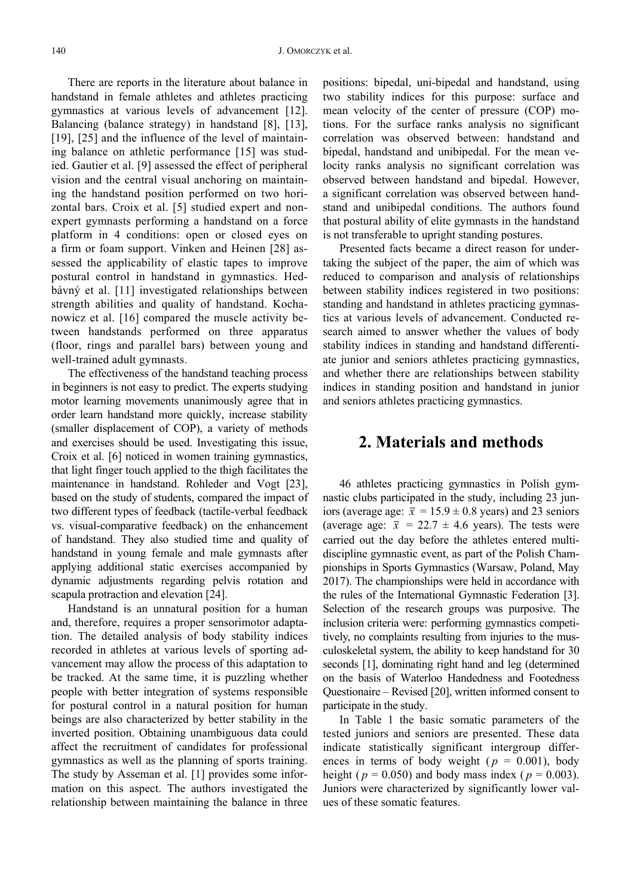There are reports in the literature about balance in handstand in female athletes and athletes practicing gymnastics at various levels of advancement [12]. Balancing (balance strategy) in handstand [8], [13], [19], [25] and the influence of the level of maintaining balance on athletic performance [15] was studied. Gautier et al. [9] assessed the effect of peripheral vision and the central visual anchoring on maintaining the handstand position performed on two horizontal bars. Croix et al. [5] studied expert and nonexpert gymnasts performing a handstand on a force platform in 4 conditions: open or closed eyes on a firm or foam support. Vinken and Heinen [28] assessed the applicability of elastic tapes to improve postural control in handstand in gymnastics. Hedbávný et al. [11] investigated relationships between strength abilities and quality of handstand. Kochanowicz et al. [16] compared the muscle activity between handstands performed on three apparatus (floor, rings and parallel bars) between young and well-trained adult gymnasts.

The effectiveness of the handstand teaching process in beginners is not easy to predict. The experts studying motor learning movements unanimously agree that in order learn handstand more quickly, increase stability (smaller displacement of COP), a variety of methods and exercises should be used. Investigating this issue, Croix et al. [6] noticed in women training gymnastics, that light finger touch applied to the thigh facilitates the maintenance in handstand. Rohleder and Vogt [23], based on the study of students, compared the impact of two different types of feedback (tactile-verbal feedback vs. visual-comparative feedback) on the enhancement of handstand. They also studied time and quality of handstand in young female and male gymnasts after applying additional static exercises accompanied by dynamic adjustments regarding pelvis rotation and scapula protraction and elevation [24].

Handstand is an unnatural position for a human and, therefore, requires a proper sensorimotor adaptation. The detailed analysis of body stability indices recorded in athletes at various levels of sporting advancement may allow the process of this adaptation to be tracked. At the same time, it is puzzling whether people with better integration of systems responsible for postural control in a natural position for human beings are also characterized by better stability in the inverted position. Obtaining unambiguous data could affect the recruitment of candidates for professional gymnastics as well as the planning of sports training. The study by Asseman et al. [1] provides some information on this aspect. The authors investigated the relationship between maintaining the balance in three positions: bipedal, uni-bipedal and handstand, using two stability indices for this purpose: surface and mean velocity of the center of pressure (COP) motions. For the surface ranks analysis no significant correlation was observed between: handstand and bipedal, handstand and unibipedal. For the mean velocity ranks analysis no significant correlation was observed between handstand and bipedal. However, a significant correlation was observed between handstand and unibipedal conditions. The authors found that postural ability of elite gymnasts in the handstand is not transferable to upright standing postures.

Presented facts became a direct reason for undertaking the subject of the paper, the aim of which was reduced to comparison and analysis of relationships between stability indices registered in two positions: standing and handstand in athletes practicing gymnastics at various levels of advancement. Conducted research aimed to answer whether the values of body stability indices in standing and handstand differentiate junior and seniors athletes practicing gymnastics, and whether there are relationships between stability indices in standing position and handstand in junior and seniors athletes practicing gymnastics.

## 2. Materials and methods

46 athletes practicing gymnastics in Polish gymnastic clubs participated in the study, including 23 juniors (average age: $\bar{x} = 15.9 \pm 0.8$ years) and 23 seniors (average age: $\bar{x} = 22.7 \pm 4.6$ years). The tests were carried out the day before the athletes entered multi-discipline gymnastic event, as part of the Polish Championships in Sports Gymnastics (Warsaw, Poland, May 2017). The championships were held in accordance with the rules of the International Gymnastic Federation [3]. Selection of the research groups was purposive. The inclusion criteria were: performing gymnastics competitively, no complaints resulting from injuries to the musculoskeletal system, the ability to keep handstand for 30 seconds [1], dominating right hand and leg (determined on the basis of Waterloo Handedness and Footedness Questionaire – Revised [20], written informed consent to participate in the study.

In Table 1 the basic somatic parameters of the tested juniors and seniors are presented. These data indicate statistically significant intergroup differences in terms of body weight ($p = 0.001$), body height ($p = 0.050$) and body mass index ($p = 0.003$). Juniors were characterized by significantly lower values of these somatic features.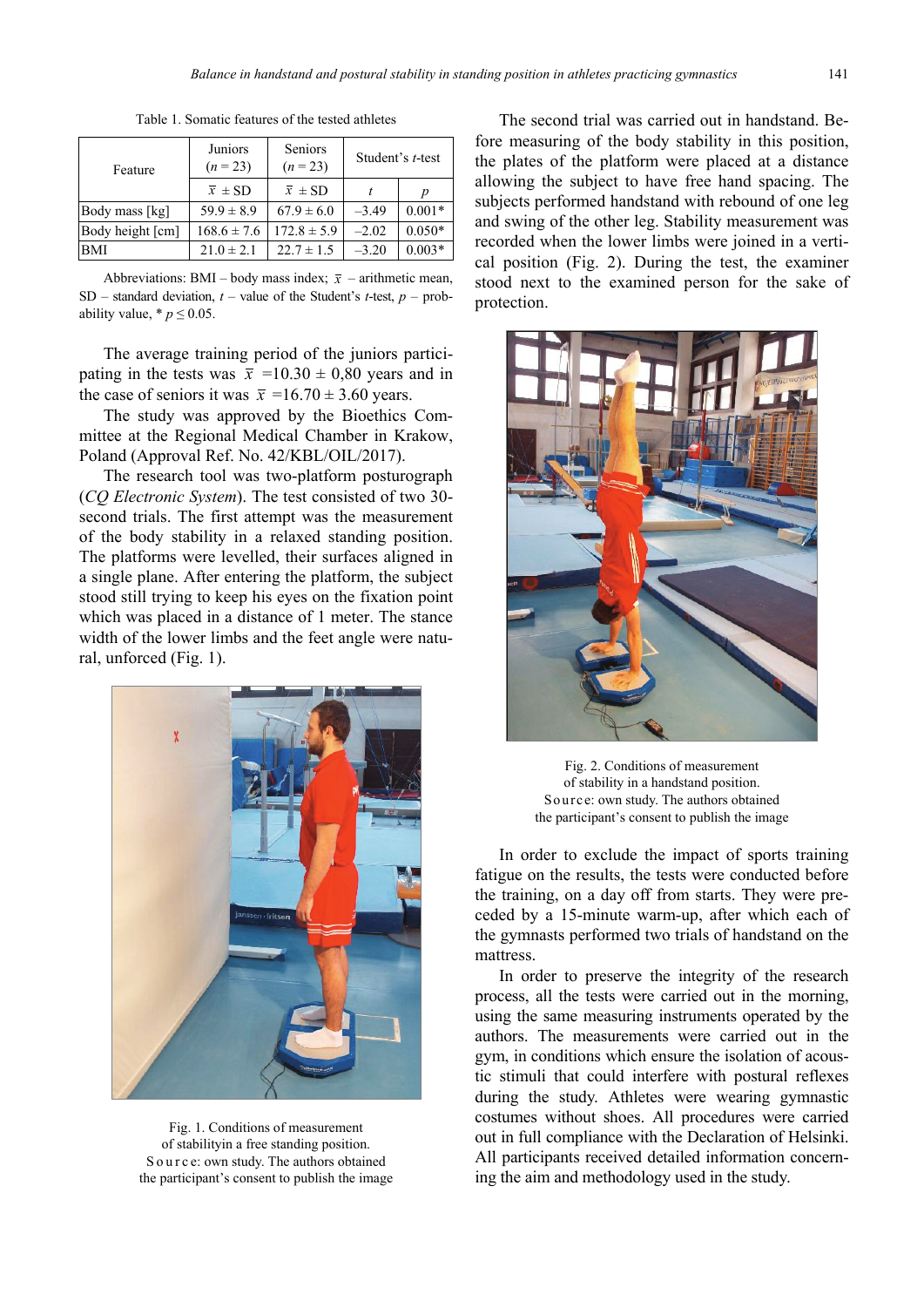Table 1. Somatic features of the tested athletes

| Feature | Juniors ($n$ = 23) | Seniors ($n$ = 23) | Student's $t$-test | |
|---|---|---|---|---|
| | $\bar{x}$ ± SD | $\bar{x}$ ± SD | $t$ | $p$ |
| Body mass [kg] | 59.9 ± 8.9 | 67.9 ± 6.0 | –3.49 | 0.001* |
| Body height [cm] | 168.6 ± 7.6 | 172.8 ± 5.9 | –2.02 | 0.050* |
| BMI | 21.0 ± 2.1 | 22.7 ± 1.5 | –3.20 | 0.003* |

Abbreviations: BMI – body mass index; $\bar{x}$ – arithmetic mean, SD – standard deviation, $t$ – value of the Student's $t$-test, $p$ – probability value, * $p \leq 0.05$.

The average training period of the juniors participating in the tests was $\bar{x}$ =10.30 ± 0,80 years and in the case of seniors it was $\bar{x}$ =16.70 ± 3.60 years.

The study was approved by the Bioethics Committee at the Regional Medical Chamber in Krakow, Poland (Approval Ref. No. 42/KBL/OIL/2017).

The research tool was two-platform posturograph (*CQ Electronic System*). The test consisted of two 30-second trials. The first attempt was the measurement of the body stability in a relaxed standing position. The platforms were levelled, their surfaces aligned in a single plane. After entering the platform, the subject stood still trying to keep his eyes on the fixation point which was placed in a distance of 1 meter. The stance width of the lower limbs and the feet angle were natural, unforced (Fig. 1).

Fig. 1. Conditions of measurement of stabilityin a free standing position. Source: own study. The authors obtained the participant's consent to publish the image

The second trial was carried out in handstand. Before measuring of the body stability in this position, the plates of the platform were placed at a distance allowing the subject to have free hand spacing. The subjects performed handstand with rebound of one leg and swing of the other leg. Stability measurement was recorded when the lower limbs were joined in a vertical position (Fig. 2). During the test, the examiner stood next to the examined person for the sake of protection.

Fig. 2. Conditions of measurement of stability in a handstand position. Source: own study. The authors obtained the participant's consent to publish the image

In order to exclude the impact of sports training fatigue on the results, the tests were conducted before the training, on a day off from starts. They were preceded by a 15-minute warm-up, after which each of the gymnasts performed two trials of handstand on the mattress.

In order to preserve the integrity of the research process, all the tests were carried out in the morning, using the same measuring instruments operated by the authors. The measurements were carried out in the gym, in conditions which ensure the isolation of acoustic stimuli that could interfere with postural reflexes during the study. Athletes were wearing gymnastic costumes without shoes. All procedures were carried out in full compliance with the Declaration of Helsinki. All participants received detailed information concerning the aim and methodology used in the study.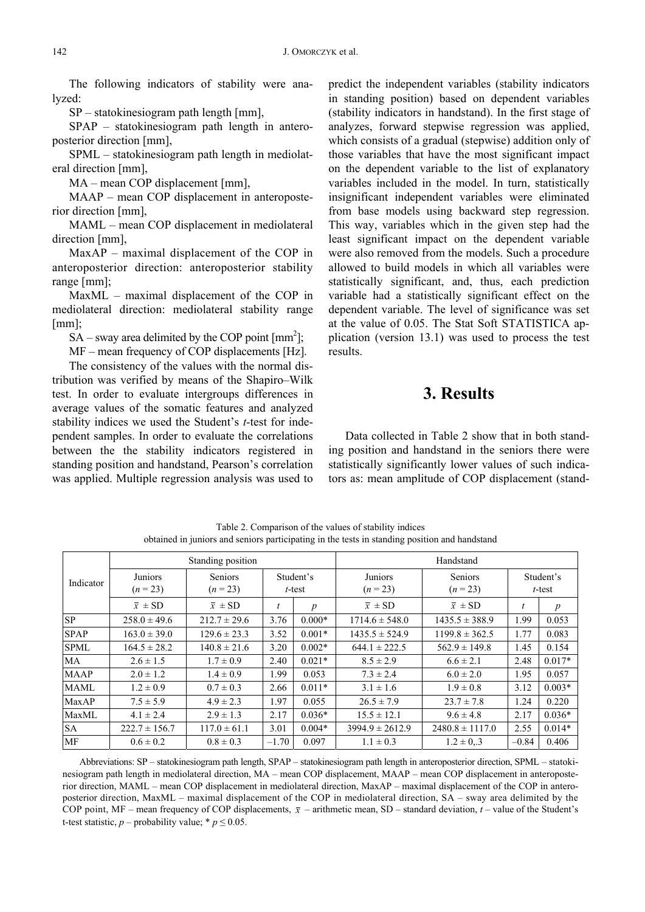The following indicators of stability were analyzed:

SP – statokinesiogram path length [mm],

SPAP – statokinesiogram path length in anteroposterior direction [mm],

SPML – statokinesiogram path length in mediolateral direction [mm],

MA – mean COP displacement [mm],

MAAP – mean COP displacement in anteroposterior direction [mm],

MAML – mean COP displacement in mediolateral direction [mm],

MaxAP – maximal displacement of the COP in anteroposterior direction: anteroposterior stability range [mm];

MaxML – maximal displacement of the COP in mediolateral direction: mediolateral stability range [mm];

SA – sway area delimited by the COP point [mm$^2$];

MF – mean frequency of COP displacements [Hz].

The consistency of the values with the normal distribution was verified by means of the Shapiro–Wilk test. In order to evaluate intergroups differences in average values of the somatic features and analyzed stability indices we used the Student's *t*-test for independent samples. In order to evaluate the correlations between the the stability indicators registered in standing position and handstand, Pearson's correlation was applied. Multiple regression analysis was used to predict the independent variables (stability indicators in standing position) based on dependent variables (stability indicators in handstand). In the first stage of analyzes, forward stepwise regression was applied, which consists of a gradual (stepwise) addition only of those variables that have the most significant impact on the dependent variable to the list of explanatory variables included in the model. In turn, statistically insignificant independent variables were eliminated from base models using backward step regression. This way, variables which in the given step had the least significant impact on the dependent variable were also removed from the models. Such a procedure allowed to build models in which all variables were statistically significant, and, thus, each prediction variable had a statistically significant effect on the dependent variable. The level of significance was set at the value of 0.05. The Stat Soft STATISTICA application (version 13.1) was used to process the test results.

# 3. Results

Data collected in Table 2 show that in both standing position and handstand in the seniors there were statistically significantly lower values of such indicators as: mean amplitude of COP displacement (stand-

Table 2. Comparison of the values of stability indices obtained in juniors and seniors participating in the tests in standing position and handstand

| Indicator | Standing position | | | | Handstand | | | |
|---|---|---|---|---|---|---|---|---|
| | Juniors ($n$ = 23) | Seniors ($n$ = 23) | Student's *t*-test | | Juniors ($n$ = 23) | Seniors ($n$ = 23) | Student's *t*-test | |
| | $\bar{x}$ ± SD | $\bar{x}$ ± SD | $t$ | $p$ | $\bar{x}$ ± SD | $\bar{x}$ ± SD | $t$ | $p$ |
| SP | 258.0 ± 49.6 | 212.7 ± 29.6 | 3.76 | 0.000* | 1714.6 ± 548.0 | 1435.5 ± 388.9 | 1.99 | 0.053 |
| SPAP | 163.0 ± 39.0 | 129.6 ± 23.3 | 3.52 | 0.001* | 1435.5 ± 524.9 | 1199.8 ± 362.5 | 1.77 | 0.083 |
| SPML | 164.5 ± 28.2 | 140.8 ± 21.6 | 3.20 | 0.002* | 644.1 ± 222.5 | 562.9 ± 149.8 | 1.45 | 0.154 |
| MA | 2.6 ± 1.5 | 1.7 ± 0.9 | 2.40 | 0.021* | 8.5 ± 2.9 | 6.6 ± 2.1 | 2.48 | 0.017* |
| MAAP | 2.0 ± 1.2 | 1.4 ± 0.9 | 1.99 | 0.053 | 7.3 ± 2.4 | 6.0 ± 2.0 | 1.95 | 0.057 |
| MAML | 1.2 ± 0.9 | 0.7 ± 0.3 | 2.66 | 0.011* | 3.1 ± 1.6 | 1.9 ± 0.8 | 3.12 | 0.003* |
| MaxAP | 7.5 ± 5.9 | 4.9 ± 2.3 | 1.97 | 0.055 | 26.5 ± 7.9 | 23.7 ± 7.8 | 1.24 | 0.220 |
| MaxML | 4.1 ± 2.4 | 2.9 ± 1.3 | 2.17 | 0.036* | 15.5 ± 12.1 | 9.6 ± 4.8 | 2.17 | 0.036* |
| SA | 222.7 ± 156.7 | 117.0 ± 61.1 | 3.01 | 0.004* | 3994.9 ± 2612.9 | 2480.8 ± 1117.0 | 2.55 | 0.014* |
| MF | 0.6 ± 0.2 | 0.8 ± 0.3 | –1.70 | 0.097 | 1.1 ± 0.3 | 1.2 ± 0,.3 | –0.84 | 0.406 |

Abbreviations: SP – statokinesiogram path length, SPAP – statokinesiogram path length in anteroposterior direction, SPML – statokinesiogram path length in mediolateral direction, MA – mean COP displacement, MAAP – mean COP displacement in anteroposterior direction, MAML – mean COP displacement in mediolateral direction, MaxAP – maximal displacement of the COP in anteroposterior direction, MaxML – maximal displacement of the COP in mediolateral direction, SA – sway area delimited by the COP point, MF – mean frequency of COP displacements, $\bar{x}$ – arithmetic mean, SD – standard deviation, $t$ – value of the Student's t-test statistic, $p$ – probability value; * $p \leq 0.05$.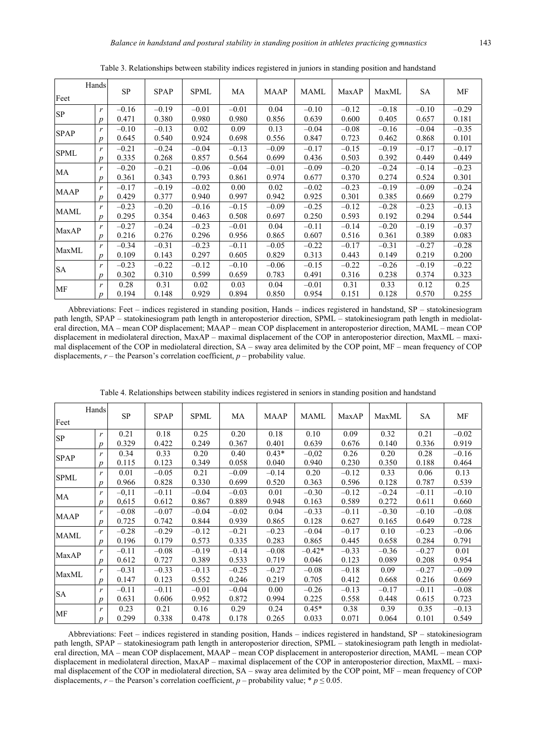Table 3. Relationships between stability indices registered in juniors in standing position and handstand

| Feet \ Hands | | SP | SPAP | SPML | MA | MAAP | MAML | MaxAP | MaxML | SA | MF |
|---|---|---|---|---|---|---|---|---|---|---|---|
| SP | *r* | –0.16 | –0.19 | –0.01 | –0.01 | 0.04 | –0.10 | –0.12 | –0.18 | –0.10 | –0.29 |
| | *p* | 0.471 | 0.380 | 0.980 | 0.980 | 0.856 | 0.639 | 0.600 | 0.405 | 0.657 | 0.181 |
| SPAP | *r* | –0.10 | –0.13 | 0.02 | 0.09 | 0.13 | –0.04 | –0.08 | –0.16 | –0.04 | –0.35 |
| | *p* | 0.645 | 0.540 | 0.924 | 0.698 | 0.556 | 0.847 | 0.723 | 0.462 | 0.868 | 0.101 |
| SPML | *r* | –0.21 | –0.24 | –0.04 | –0.13 | –0.09 | –0.17 | –0.15 | –0.19 | –0.17 | –0.17 |
| | *p* | 0.335 | 0.268 | 0.857 | 0.564 | 0.699 | 0.436 | 0.503 | 0.392 | 0.449 | 0.449 |
| MA | *r* | –0.20 | –0.21 | –0.06 | –0.04 | –0.01 | –0.09 | –0.20 | –0.24 | –0.14 | –0.23 |
| | *p* | 0.361 | 0.343 | 0.793 | 0.861 | 0.974 | 0.677 | 0.370 | 0.274 | 0.524 | 0.301 |
| MAAP | *r* | –0.17 | –0.19 | –0.02 | 0.00 | 0.02 | –0.02 | –0.23 | –0.19 | –0.09 | –0.24 |
| | *p* | 0.429 | 0.377 | 0.940 | 0.997 | 0.942 | 0.925 | 0.301 | 0.385 | 0.669 | 0.279 |
| MAML | *r* | –0.23 | –0.20 | –0.16 | –0.15 | –0.09 | –0.25 | –0.12 | –0.28 | –0.23 | –0.13 |
| | *p* | 0.295 | 0.354 | 0.463 | 0.508 | 0.697 | 0.250 | 0.593 | 0.192 | 0.294 | 0.544 |
| MaxAP | *r* | –0.27 | –0.24 | –0.23 | –0.01 | 0.04 | –0.11 | –0.14 | –0.20 | –0.19 | –0.37 |
| | *p* | 0.216 | 0.276 | 0.296 | 0.956 | 0.865 | 0.607 | 0.516 | 0.361 | 0.389 | 0.083 |
| MaxML | *r* | –0.34 | –0.31 | –0.23 | –0.11 | –0.05 | –0.22 | –0.17 | –0.31 | –0.27 | –0.28 |
| | *p* | 0.109 | 0.143 | 0.297 | 0.605 | 0.829 | 0.313 | 0.443 | 0.149 | 0.219 | 0.200 |
| SA | *r* | –0.23 | –0.22 | –0.12 | –0.10 | –0.06 | –0.15 | –0.22 | –0.26 | –0.19 | –0.22 |
| | *p* | 0.302 | 0.310 | 0.599 | 0.659 | 0.783 | 0.491 | 0.316 | 0.238 | 0.374 | 0.323 |
| MF | *r* | 0.28 | 0.31 | 0.02 | 0.03 | 0.04 | –0.01 | 0.31 | 0.33 | 0.12 | 0.25 |
| | *p* | 0.194 | 0.148 | 0.929 | 0.894 | 0.850 | 0.954 | 0.151 | 0.128 | 0.570 | 0.255 |

Abbreviations: Feet – indices registered in standing position, Hands – indices registered in handstand, SP – statokinesiogram path length, SPAP – statokinesiogram path length in anteroposterior direction, SPML – statokinesiogram path length in mediolateral direction, MA – mean COP displacement; MAAP – mean COP displacement in anteroposterior direction, MAML – mean COP displacement in mediolateral direction, MaxAP – maximal displacement of the COP in anteroposterior direction, MaxML – maximal displacement of the COP in mediolateral direction, SA – sway area delimited by the COP point, MF – mean frequency of COP displacements, *r* – the Pearson's correlation coefficient, *p* – probability value.

Table 4. Relationships between stability indices registered in seniors in standing position and handstand

| Feet \ Hands | | SP | SPAP | SPML | MA | MAAP | MAML | MaxAP | MaxML | SA | MF |
|---|---|---|---|---|---|---|---|---|---|---|---|
| SP | *r* | 0.21 | 0.18 | 0.25 | 0.20 | 0.18 | 0.10 | 0.09 | 0.32 | 0.21 | –0.02 |
| | *p* | 0.329 | 0.422 | 0.249 | 0.367 | 0.401 | 0.639 | 0.676 | 0.140 | 0.336 | 0.919 |
| SPAP | *r* | 0.34 | 0.33 | 0.20 | 0.40 | 0.43* | –0,02 | 0.26 | 0.20 | 0.28 | –0.16 |
| | *p* | 0.115 | 0.123 | 0.349 | 0.058 | 0.040 | 0.940 | 0.230 | 0.350 | 0.188 | 0.464 |
| SPML | *r* | 0.01 | –0.05 | 0.21 | –0.09 | –0.14 | 0.20 | –0.12 | 0.33 | 0.06 | 0.13 |
| | *p* | 0.966 | 0.828 | 0.330 | 0.699 | 0.520 | 0.363 | 0.596 | 0.128 | 0.787 | 0.539 |
| MA | *r* | –0,11 | –0.11 | –0.04 | –0.03 | 0.01 | –0.30 | –0.12 | –0.24 | –0.11 | –0.10 |
| | *p* | 0,615 | 0.612 | 0.867 | 0.889 | 0.948 | 0.163 | 0.589 | 0.272 | 0.611 | 0.660 |
| MAAP | *r* | –0.08 | –0.07 | –0.04 | –0.02 | 0.04 | –0.33 | –0.11 | –0.30 | –0.10 | –0.08 |
| | *p* | 0.725 | 0.742 | 0.844 | 0.939 | 0.865 | 0.128 | 0.627 | 0.165 | 0.649 | 0.728 |
| MAML | *r* | –0.28 | –0.29 | –0.12 | –0.21 | –0.23 | –0.04 | –0.17 | 0.10 | –0.23 | –0.06 |
| | *p* | 0.196 | 0.179 | 0.573 | 0.335 | 0.283 | 0.865 | 0.445 | 0.658 | 0.284 | 0.791 |
| MaxAP | *r* | –0.11 | –0.08 | –0.19 | –0.14 | –0.08 | –0.42* | –0.33 | –0.36 | –0.27 | 0.01 |
| | *p* | 0.612 | 0.727 | 0.389 | 0.533 | 0.719 | 0.046 | 0.123 | 0.089 | 0.208 | 0.954 |
| MaxML | *r* | –0.31 | –0.33 | –0.13 | –0.25 | –0.27 | –0.08 | –0.18 | 0.09 | –0.27 | –0.09 |
| | *p* | 0.147 | 0.123 | 0.552 | 0.246 | 0.219 | 0.705 | 0.412 | 0.668 | 0.216 | 0.669 |
| SA | *r* | –0.11 | –0.11 | –0.01 | –0.04 | 0.00 | –0.26 | –0.13 | –0.17 | –0.11 | –0.08 |
| | *p* | 0.631 | 0.606 | 0.952 | 0.872 | 0.994 | 0.225 | 0.558 | 0.448 | 0.615 | 0.723 |
| MF | *r* | 0.23 | 0.21 | 0.16 | 0.29 | 0.24 | 0.45* | 0.38 | 0.39 | 0.35 | –0.13 |
| | *p* | 0.299 | 0.338 | 0.478 | 0.178 | 0.265 | 0.033 | 0.071 | 0.064 | 0.101 | 0.549 |

Abbreviations: Feet – indices registered in standing position, Hands – indices registered in handstand, SP – statokinesiogram path length, SPAP – statokinesiogram path length in anteroposterior direction, SPML – statokinesiogram path length in mediolateral direction, MA – mean COP displacement, MAAP – mean COP displacement in anteroposterior direction, MAML – mean COP displacement in mediolateral direction, MaxAP – maximal displacement of the COP in anteroposterior direction, MaxML – maximal displacement of the COP in mediolateral direction, SA – sway area delimited by the COP point, MF – mean frequency of COP displacements, *r* – the Pearson's correlation coefficient, *p* – probability value; * $p \leq 0.05$.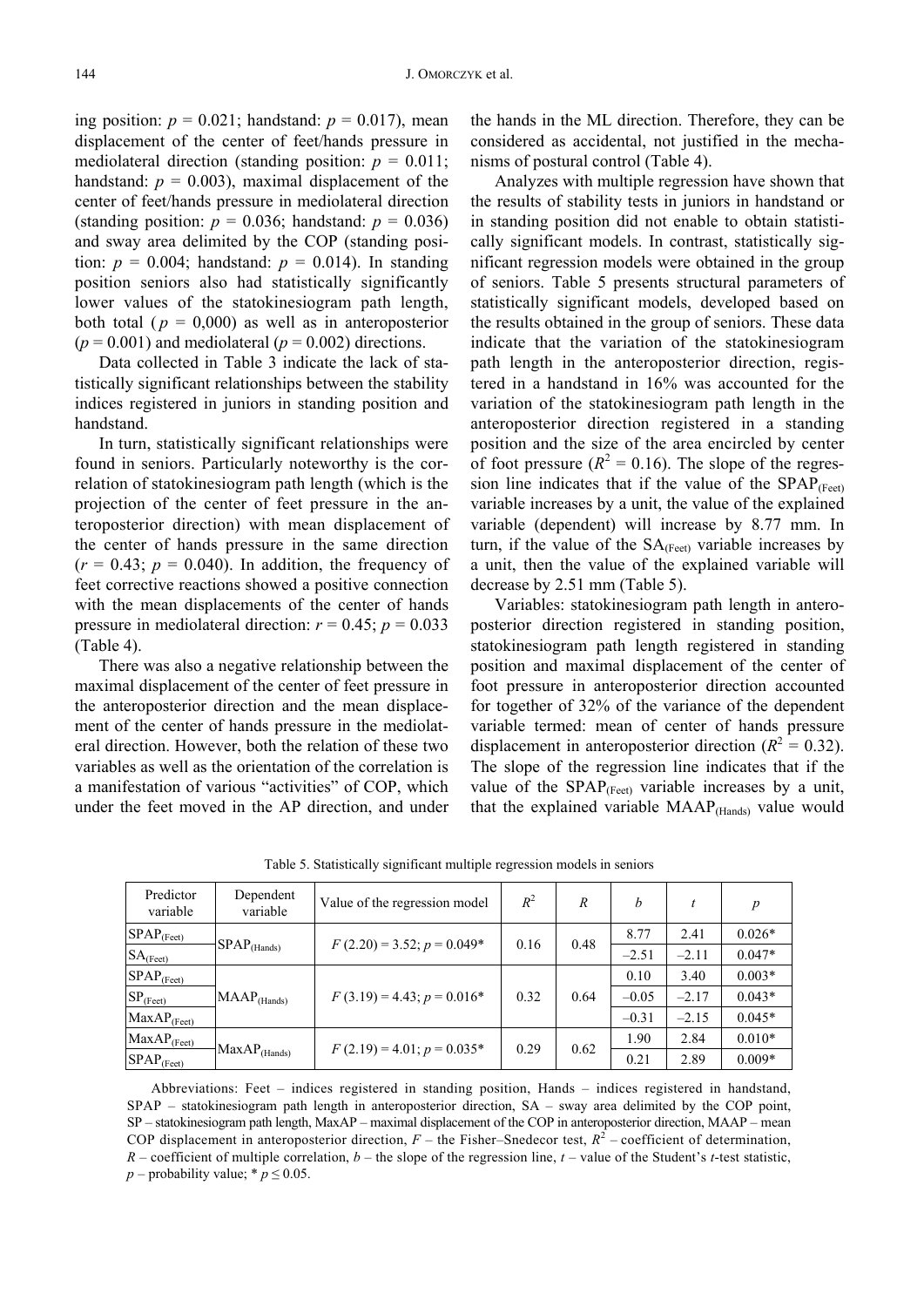ing position: $p = 0.021$; handstand: $p = 0.017$), mean displacement of the center of feet/hands pressure in mediolateral direction (standing position: $p = 0.011$; handstand: $p = 0.003$), maximal displacement of the center of feet/hands pressure in mediolateral direction (standing position: $p = 0.036$; handstand: $p = 0.036$) and sway area delimited by the COP (standing position: $p = 0.004$; handstand: $p = 0.014$). In standing position seniors also had statistically significantly lower values of the statokinesiogram path length, both total ( $p = 0{,}000$) as well as in anteroposterior ($p = 0.001$) and mediolateral ($p = 0.002$) directions.

Data collected in Table 3 indicate the lack of statistically significant relationships between the stability indices registered in juniors in standing position and handstand.

In turn, statistically significant relationships were found in seniors. Particularly noteworthy is the correlation of statokinesiogram path length (which is the projection of the center of feet pressure in the anteroposterior direction) with mean displacement of the center of hands pressure in the same direction ($r = 0.43$; $p = 0.040$). In addition, the frequency of feet corrective reactions showed a positive connection with the mean displacements of the center of hands pressure in mediolateral direction: $r = 0.45$; $p = 0.033$ (Table 4).

There was also a negative relationship between the maximal displacement of the center of feet pressure in the anteroposterior direction and the mean displacement of the center of hands pressure in the mediolateral direction. However, both the relation of these two variables as well as the orientation of the correlation is a manifestation of various "activities" of COP, which under the feet moved in the AP direction, and under the hands in the ML direction. Therefore, they can be considered as accidental, not justified in the mechanisms of postural control (Table 4).

Analyzes with multiple regression have shown that the results of stability tests in juniors in handstand or in standing position did not enable to obtain statistically significant models. In contrast, statistically significant regression models were obtained in the group of seniors. Table 5 presents structural parameters of statistically significant models, developed based on the results obtained in the group of seniors. These data indicate that the variation of the statokinesiogram path length in the anteroposterior direction, registered in a handstand in 16% was accounted for the variation of the statokinesiogram path length in the anteroposterior direction registered in a standing position and the size of the area encircled by center of foot pressure ($R^2 = 0.16$). The slope of the regression line indicates that if the value of the $SPAP_{(Feet)}$ variable increases by a unit, the value of the explained variable (dependent) will increase by 8.77 mm. In turn, if the value of the $SA_{(Feet)}$ variable increases by a unit, then the value of the explained variable will decrease by 2.51 mm (Table 5).

Variables: statokinesiogram path length in anteroposterior direction registered in standing position, statokinesiogram path length registered in standing position and maximal displacement of the center of foot pressure in anteroposterior direction accounted for together of 32% of the variance of the dependent variable termed: mean of center of hands pressure displacement in anteroposterior direction ($R^2 = 0.32$). The slope of the regression line indicates that if the value of the $SPAP_{(Feet)}$ variable increases by a unit, that the explained variable $MAAP_{(Hands)}$ value would

Table 5. Statistically significant multiple regression models in seniors

| Predictor variable | Dependent variable | Value of the regression model | $R^2$ | $R$ | $b$ | $t$ | $p$ |
|---|---|---|---|---|---|---|---|
| $SPAP_{(Feet)}$ | $SPAP_{(Hands)}$ | $F(2.20) = 3.52$; $p = 0.049$* | 0.16 | 0.48 | 8.77 | 2.41 | 0.026* |
| $SA_{(Feet)}$ | | | | | –2.51 | –2.11 | 0.047* |
| $SPAP_{(Feet)}$ | $MAAP_{(Hands)}$ | $F(3.19) = 4.43$; $p = 0.016$* | 0.32 | 0.64 | 0.10 | 3.40 | 0.003* |
| $SP_{(Feet)}$ | | | | | –0.05 | –2.17 | 0.043* |
| $MaxAP_{(Feet)}$ | | | | | –0.31 | –2.15 | 0.045* |
| $MaxAP_{(Feet)}$ | $MaxAP_{(Hands)}$ | $F(2.19) = 4.01$; $p = 0.035$* | 0.29 | 0.62 | 1.90 | 2.84 | 0.010* |
| $SPAP_{(Feet)}$ | | | | | 0.21 | 2.89 | 0.009* |

Abbreviations: Feet – indices registered in standing position, Hands – indices registered in handstand, SPAP – statokinesiogram path length in anteroposterior direction, SA – sway area delimited by the COP point, SP – statokinesiogram path length, MaxAP – maximal displacement of the COP in anteroposterior direction, MAAP – mean COP displacement in anteroposterior direction, $F$ – the Fisher–Snedecor test, $R^2$ – coefficient of determination, $R$ – coefficient of multiple correlation, $b$ – the slope of the regression line, $t$ – value of the Student's $t$-test statistic, $p$ – probability value; * $p \leq 0.05$.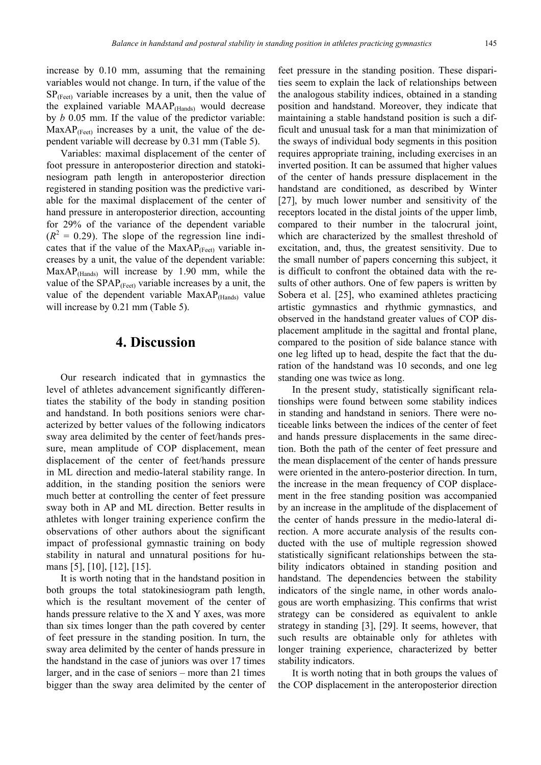increase by 0.10 mm, assuming that the remaining variables would not change. In turn, if the value of the $SP_{(Feet)}$ variable increases by a unit, then the value of the explained variable $MAAP_{(Hands)}$ would decrease by *b* 0.05 mm. If the value of the predictor variable: $MaxAP_{(Feet)}$ increases by a unit, the value of the dependent variable will decrease by 0.31 mm (Table 5).

Variables: maximal displacement of the center of foot pressure in anteroposterior direction and statokinesiogram path length in anteroposterior direction registered in standing position was the predictive variable for the maximal displacement of the center of hand pressure in anteroposterior direction, accounting for 29% of the variance of the dependent variable ($R^2$ = 0.29). The slope of the regression line indicates that if the value of the $MaxAP_{(Feet)}$ variable increases by a unit, the value of the dependent variable: $MaxAP_{(Hands)}$ will increase by 1.90 mm, while the value of the $SPAP_{(Feet)}$ variable increases by a unit, the value of the dependent variable $MaxAP_{(Hands)}$ value will increase by 0.21 mm (Table 5).

# 4. Discussion

Our research indicated that in gymnastics the level of athletes advancement significantly differentiates the stability of the body in standing position and handstand. In both positions seniors were characterized by better values of the following indicators sway area delimited by the center of feet/hands pressure, mean amplitude of COP displacement, mean displacement of the center of feet/hands pressure in ML direction and medio-lateral stability range. In addition, in the standing position the seniors were much better at controlling the center of feet pressure sway both in AP and ML direction. Better results in athletes with longer training experience confirm the observations of other authors about the significant impact of professional gymnastic training on body stability in natural and unnatural positions for humans [5], [10], [12], [15].

It is worth noting that in the handstand position in both groups the total statokinesiogram path length, which is the resultant movement of the center of hands pressure relative to the X and Y axes, was more than six times longer than the path covered by center of feet pressure in the standing position. In turn, the sway area delimited by the center of hands pressure in the handstand in the case of juniors was over 17 times larger, and in the case of seniors – more than 21 times bigger than the sway area delimited by the center of feet pressure in the standing position. These disparities seem to explain the lack of relationships between the analogous stability indices, obtained in a standing position and handstand. Moreover, they indicate that maintaining a stable handstand position is such a difficult and unusual task for a man that minimization of the sways of individual body segments in this position requires appropriate training, including exercises in an inverted position. It can be assumed that higher values of the center of hands pressure displacement in the handstand are conditioned, as described by Winter [27], by much lower number and sensitivity of the receptors located in the distal joints of the upper limb, compared to their number in the talocrural joint, which are characterized by the smallest threshold of excitation, and, thus, the greatest sensitivity. Due to the small number of papers concerning this subject, it is difficult to confront the obtained data with the results of other authors. One of few papers is written by Sobera et al. [25], who examined athletes practicing artistic gymnastics and rhythmic gymnastics, and observed in the handstand greater values of COP displacement amplitude in the sagittal and frontal plane, compared to the position of side balance stance with one leg lifted up to head, despite the fact that the duration of the handstand was 10 seconds, and one leg standing one was twice as long.

In the present study, statistically significant relationships were found between some stability indices in standing and handstand in seniors. There were noticeable links between the indices of the center of feet and hands pressure displacements in the same direction. Both the path of the center of feet pressure and the mean displacement of the center of hands pressure were oriented in the antero-posterior direction. In turn, the increase in the mean frequency of COP displacement in the free standing position was accompanied by an increase in the amplitude of the displacement of the center of hands pressure in the medio-lateral direction. A more accurate analysis of the results conducted with the use of multiple regression showed statistically significant relationships between the stability indicators obtained in standing position and handstand. The dependencies between the stability indicators of the single name, in other words analogous are worth emphasizing. This confirms that wrist strategy can be considered as equivalent to ankle strategy in standing [3], [29]. It seems, however, that such results are obtainable only for athletes with longer training experience, characterized by better stability indicators.

It is worth noting that in both groups the values of the COP displacement in the anteroposterior direction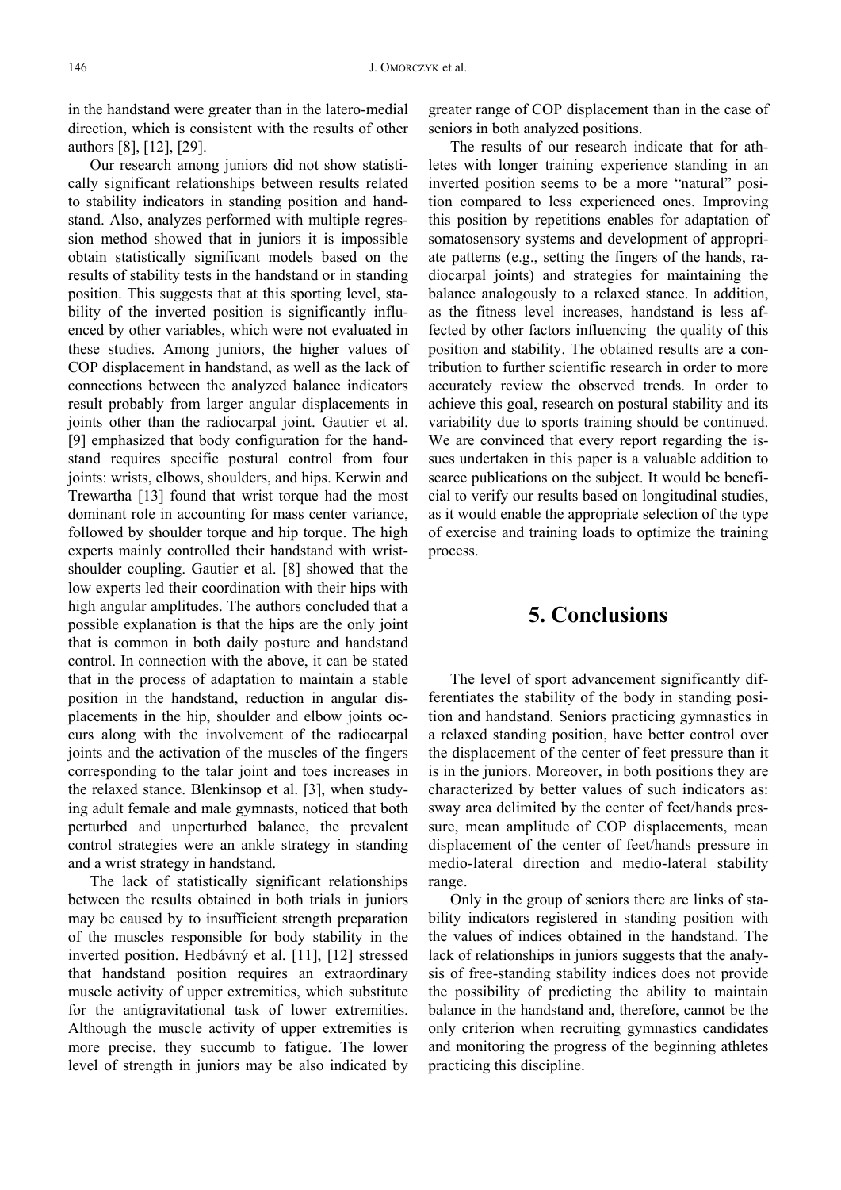in the handstand were greater than in the latero-medial direction, which is consistent with the results of other authors [8], [12], [29].

Our research among juniors did not show statistically significant relationships between results related to stability indicators in standing position and handstand. Also, analyzes performed with multiple regression method showed that in juniors it is impossible obtain statistically significant models based on the results of stability tests in the handstand or in standing position. This suggests that at this sporting level, stability of the inverted position is significantly influenced by other variables, which were not evaluated in these studies. Among juniors, the higher values of COP displacement in handstand, as well as the lack of connections between the analyzed balance indicators result probably from larger angular displacements in joints other than the radiocarpal joint. Gautier et al. [9] emphasized that body configuration for the handstand requires specific postural control from four joints: wrists, elbows, shoulders, and hips. Kerwin and Trewartha [13] found that wrist torque had the most dominant role in accounting for mass center variance, followed by shoulder torque and hip torque. The high experts mainly controlled their handstand with wrist-shoulder coupling. Gautier et al. [8] showed that the low experts led their coordination with their hips with high angular amplitudes. The authors concluded that a possible explanation is that the hips are the only joint that is common in both daily posture and handstand control. In connection with the above, it can be stated that in the process of adaptation to maintain a stable position in the handstand, reduction in angular displacements in the hip, shoulder and elbow joints occurs along with the involvement of the radiocarpal joints and the activation of the muscles of the fingers corresponding to the talar joint and toes increases in the relaxed stance. Blenkinsop et al. [3], when studying adult female and male gymnasts, noticed that both perturbed and unperturbed balance, the prevalent control strategies were an ankle strategy in standing and a wrist strategy in handstand.

The lack of statistically significant relationships between the results obtained in both trials in juniors may be caused by to insufficient strength preparation of the muscles responsible for body stability in the inverted position. Hedbávný et al. [11], [12] stressed that handstand position requires an extraordinary muscle activity of upper extremities, which substitute for the antigravitational task of lower extremities. Although the muscle activity of upper extremities is more precise, they succumb to fatigue. The lower level of strength in juniors may be also indicated by greater range of COP displacement than in the case of seniors in both analyzed positions.

The results of our research indicate that for athletes with longer training experience standing in an inverted position seems to be a more "natural" position compared to less experienced ones. Improving this position by repetitions enables for adaptation of somatosensory systems and development of appropriate patterns (e.g., setting the fingers of the hands, radiocarpal joints) and strategies for maintaining the balance analogously to a relaxed stance. In addition, as the fitness level increases, handstand is less affected by other factors influencing the quality of this position and stability. The obtained results are a contribution to further scientific research in order to more accurately review the observed trends. In order to achieve this goal, research on postural stability and its variability due to sports training should be continued. We are convinced that every report regarding the issues undertaken in this paper is a valuable addition to scarce publications on the subject. It would be beneficial to verify our results based on longitudinal studies, as it would enable the appropriate selection of the type of exercise and training loads to optimize the training process.

## 5. Conclusions

The level of sport advancement significantly differentiates the stability of the body in standing position and handstand. Seniors practicing gymnastics in a relaxed standing position, have better control over the displacement of the center of feet pressure than it is in the juniors. Moreover, in both positions they are characterized by better values of such indicators as: sway area delimited by the center of feet/hands pressure, mean amplitude of COP displacements, mean displacement of the center of feet/hands pressure in medio-lateral direction and medio-lateral stability range.

Only in the group of seniors there are links of stability indicators registered in standing position with the values of indices obtained in the handstand. The lack of relationships in juniors suggests that the analysis of free-standing stability indices does not provide the possibility of predicting the ability to maintain balance in the handstand and, therefore, cannot be the only criterion when recruiting gymnastics candidates and monitoring the progress of the beginning athletes practicing this discipline.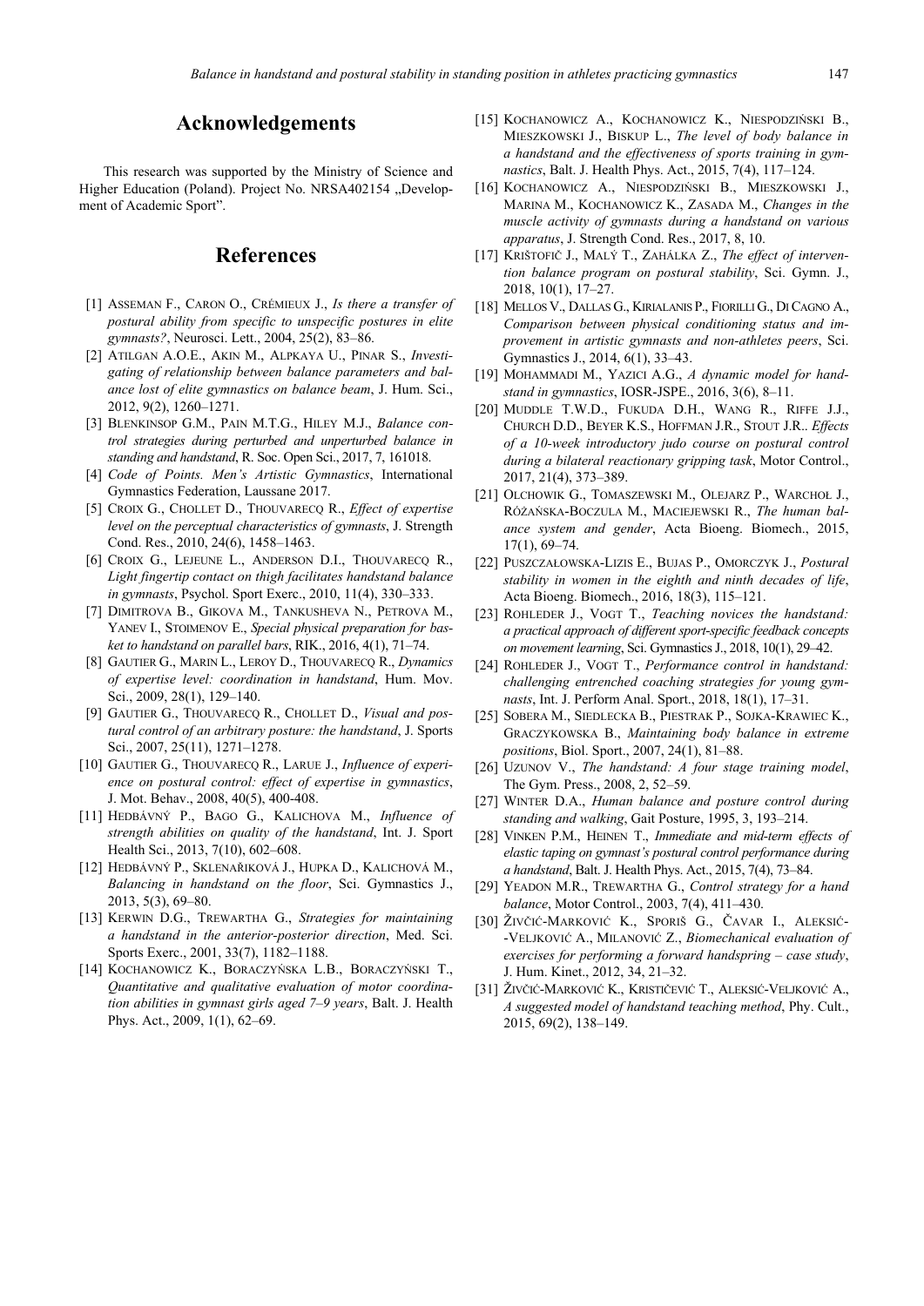## Acknowledgements

This research was supported by the Ministry of Science and Higher Education (Poland). Project No. NRSA402154 „Development of Academic Sport".

## References

[1] ASSEMAN F., CARON O., CRÉMIEUX J., *Is there a transfer of postural ability from specific to unspecific postures in elite gymnasts?*, Neurosci. Lett., 2004, 25(2), 83–86.

[2] ATILGAN A.O.E., AKIN M., ALPKAYA U., PINAR S., *Investigating of relationship between balance parameters and balance lost of elite gymnastics on balance beam*, J. Hum. Sci., 2012, 9(2), 1260–1271.

[3] BLENKINSOP G.M., PAIN M.T.G., HILEY M.J., *Balance control strategies during perturbed and unperturbed balance in standing and handstand*, R. Soc. Open Sci., 2017, 7, 161018.

[4] *Code of Points. Men's Artistic Gymnastics*, International Gymnastics Federation, Laussane 2017.

[5] CROIX G., CHOLLET D., THOUVARECQ R., *Effect of expertise level on the perceptual characteristics of gymnasts*, J. Strength Cond. Res., 2010, 24(6), 1458–1463.

[6] CROIX G., LEJEUNE L., ANDERSON D.I., THOUVARECQ R., *Light fingertip contact on thigh facilitates handstand balance in gymnasts*, Psychol. Sport Exerc., 2010, 11(4), 330–333.

[7] DIMITROVA B., GIKOVA M., TANKUSHEVA N., PETROVA M., YANEV I., STOIMENOV E., *Special physical preparation for basket to handstand on parallel bars*, RIK., 2016, 4(1), 71–74.

[8] GAUTIER G., MARIN L., LEROY D., THOUVARECQ R., *Dynamics of expertise level: coordination in handstand*, Hum. Mov. Sci., 2009, 28(1), 129–140.

[9] GAUTIER G., THOUVARECQ R., CHOLLET D., *Visual and postural control of an arbitrary posture: the handstand*, J. Sports Sci., 2007, 25(11), 1271–1278.

[10] GAUTIER G., THOUVARECQ R., LARUE J., *Influence of experience on postural control: effect of expertise in gymnastics*, J. Mot. Behav., 2008, 40(5), 400-408.

[11] HEDBÁVNÝ P., BAGO G., KALICHOVA M., *Influence of strength abilities on quality of the handstand*, Int. J. Sport Health Sci., 2013, 7(10), 602–608.

[12] HEDBÁVNÝ P., SKLENAŘIKOVÁ J., HUPKA D., KALICHOVÁ M., *Balancing in handstand on the floor*, Sci. Gymnastics J., 2013, 5(3), 69–80.

[13] KERWIN D.G., TREWARTHA G., *Strategies for maintaining a handstand in the anterior-posterior direction*, Med. Sci. Sports Exerc., 2001, 33(7), 1182–1188.

[14] KOCHANOWICZ K., BORACZYŃSKA L.B., BORACZYŃSKI T., *Quantitative and qualitative evaluation of motor coordination abilities in gymnast girls aged 7–9 years*, Balt. J. Health Phys. Act., 2009, 1(1), 62–69.

[15] KOCHANOWICZ A., KOCHANOWICZ K., NIESPODZIŃSKI B., MIESZKOWSKI J., BISKUP L., *The level of body balance in a handstand and the effectiveness of sports training in gymnastics*, Balt. J. Health Phys. Act., 2015, 7(4), 117–124.

[16] KOCHANOWICZ A., NIESPODZIŃSKI B., MIESZKOWSKI J., MARINA M., KOCHANOWICZ K., ZASADA M., *Changes in the muscle activity of gymnasts during a handstand on various apparatus*, J. Strength Cond. Res., 2017, 8, 10.

[17] KRIŠTOFIČ J., MALÝ T., ZAHÁLKA Z., *The effect of intervention balance program on postural stability*, Sci. Gymn. J., 2018, 10(1), 17–27.

[18] MELLOS V., DALLAS G., KIRIALANIS P., FIORILLI G., DI CAGNO A., *Comparison between physical conditioning status and improvement in artistic gymnasts and non-athletes peers*, Sci. Gymnastics J., 2014, 6(1), 33–43.

[19] MOHAMMADI M., YAZICI A.G., *A dynamic model for handstand in gymnastics*, IOSR-JSPE., 2016, 3(6), 8–11.

[20] MUDDLE T.W.D., FUKUDA D.H., WANG R., RIFFE J.J., CHURCH D.D., BEYER K.S., HOFFMAN J.R., STOUT J.R.. *Effects of a 10-week introductory judo course on postural control during a bilateral reactionary gripping task*, Motor Control., 2017, 21(4), 373–389.

[21] OLCHOWIK G., TOMASZEWSKI M., OLEJARZ P., WARCHOŁ J., RÓŻAŃSKA-BOCZULA M., MACIEJEWSKI R., *The human balance system and gender*, Acta Bioeng. Biomech., 2015, 17(1), 69–74.

[22] PUSZCZAŁOWSKA-LIZIS E., BUJAS P., OMORCZYK J., *Postural stability in women in the eighth and ninth decades of life*, Acta Bioeng. Biomech., 2016, 18(3), 115–121.

[23] ROHLEDER J., VOGT T., *Teaching novices the handstand: a practical approach of different sport-specific feedback concepts on movement learning*, Sci. Gymnastics J., 2018, 10(1), 29–42.

[24] ROHLEDER J., VOGT T., *Performance control in handstand: challenging entrenched coaching strategies for young gymnasts*, Int. J. Perform Anal. Sport., 2018, 18(1), 17–31.

[25] SOBERA M., SIEDLECKA B., PIESTRAK P., SOJKA-KRAWIEC K., GRACZYKOWSKA B., *Maintaining body balance in extreme positions*, Biol. Sport., 2007, 24(1), 81–88.

[26] UZUNOV V., *The handstand: A four stage training model*, The Gym. Press., 2008, 2, 52–59.

[27] WINTER D.A., *Human balance and posture control during standing and walking*, Gait Posture, 1995, 3, 193–214.

[28] VINKEN P.M., HEINEN T., *Immediate and mid-term effects of elastic taping on gymnast's postural control performance during a handstand*, Balt. J. Health Phys. Act., 2015, 7(4), 73–84.

[29] YEADON M.R., TREWARTHA G., *Control strategy for a hand balance*, Motor Control., 2003, 7(4), 411–430.

[30] ŽIVČIĆ-MARKOVIĆ K., SPORIŠ G., ČAVAR I., ALEKSIĆ-VELJKOVIĆ A., MILANOVIĆ Z., *Biomechanical evaluation of exercises for performing a forward handspring – case study*, J. Hum. Kinet., 2012, 34, 21–32.

[31] ŽIVČIĆ-MARKOVIĆ K., KRISTIČEVIĆ T., ALEKSIĆ-VELJKOVIĆ A., *A suggested model of handstand teaching method*, Phy. Cult., 2015, 69(2), 138–149.